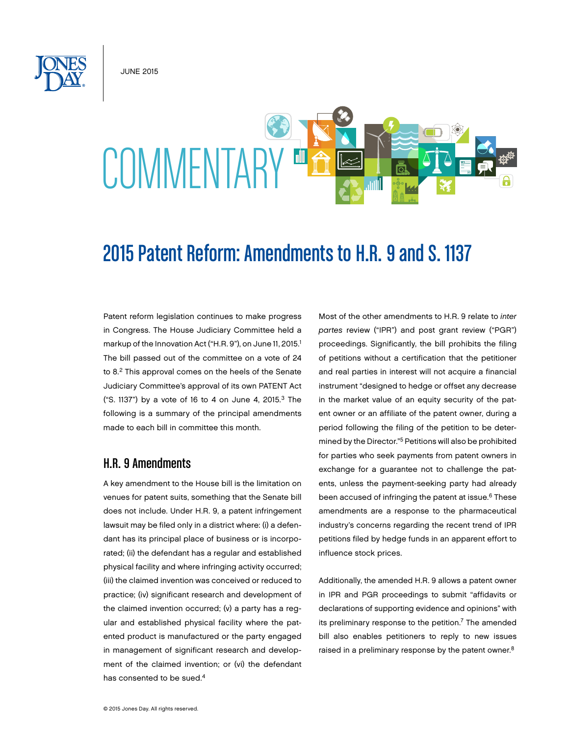JUNE 2015

# COMMENTARY

## 2015 Patent Reform: Amendments to H.R. 9 and S. 1137

Patent reform legislation continues to make progress in Congress. The House Judiciary Committee held a markup of the Innovation Act ("H.R. 9"), on June 11, 2015.[1] The bill passed out of the committee on a vote of 24 to 8.[2] This approval comes on the heels of the Senate Judiciary Committee's approval of its own PATENT Act ("S. 1137") by a vote of 16 to 4 on June 4, 2015.[3] The following is a summary of the principal amendments made to each bill in committee this month.

### H.R. 9 Amendments

A key amendment to the House bill is the limitation on venues for patent suits, something that the Senate bill does not include. Under H.R. 9, a patent infringement lawsuit may be filed only in a district where: (i) a defendant has its principal place of business or is incorporated; (ii) the defendant has a regular and established physical facility and where infringing activity occurred; (iii) the claimed invention was conceived or reduced to practice; (iv) significant research and development of the claimed invention occurred; (v) a party has a regular and established physical facility where the patented product is manufactured or the party engaged in management of significant research and development of the claimed invention; or (vi) the defendant has consented to be sued.[4]

Most of the other amendments to H.R. 9 relate to *inter partes* review ("IPR") and post grant review ("PGR") proceedings. Significantly, the bill prohibits the filing of petitions without a certification that the petitioner and real parties in interest will not acquire a financial instrument "designed to hedge or offset any decrease in the market value of an equity security of the patent owner or an affiliate of the patent owner, during a period following the filing of the petition to be determined by the Director."[5] Petitions will also be prohibited for parties who seek payments from patent owners in exchange for a guarantee not to challenge the patents, unless the payment-seeking party had already been accused of infringing the patent at issue.[6] These amendments are a response to the pharmaceutical industry's concerns regarding the recent trend of IPR petitions filed by hedge funds in an apparent effort to influence stock prices.

Additionally, the amended H.R. 9 allows a patent owner in IPR and PGR proceedings to submit "affidavits or declarations of supporting evidence and opinions" with its preliminary response to the petition.[7] The amended bill also enables petitioners to reply to new issues raised in a preliminary response by the patent owner.[8]

© 2015 Jones Day. All rights reserved.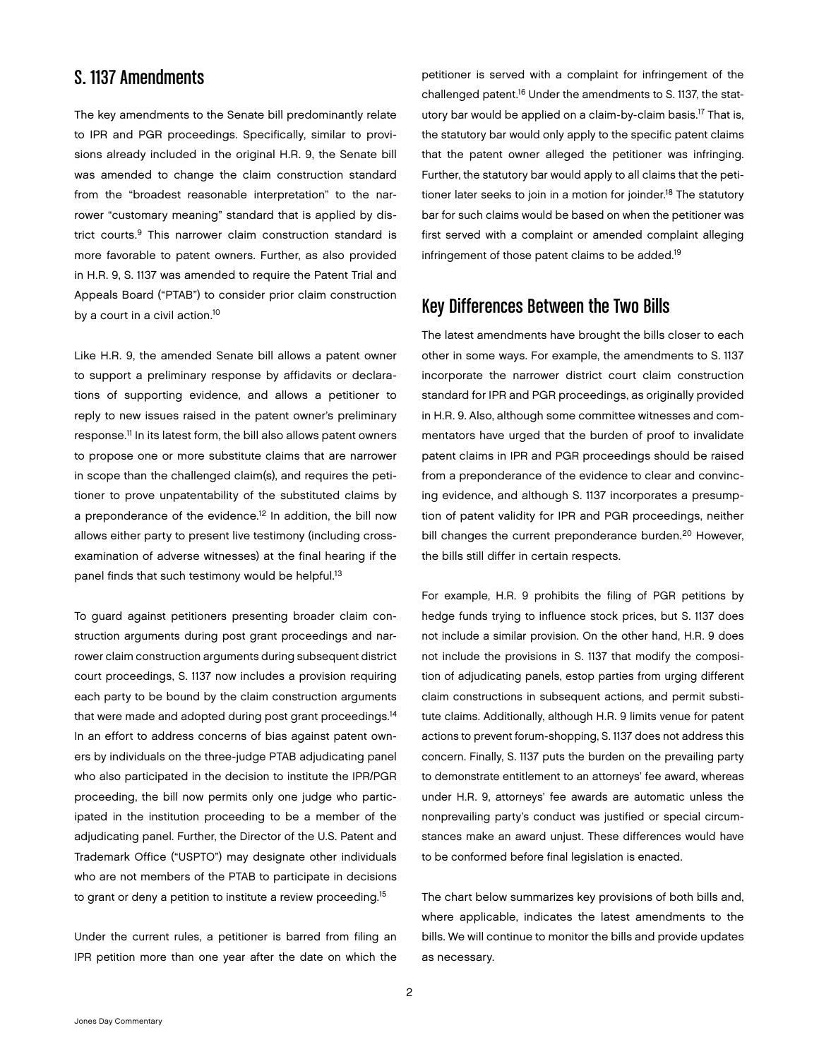## S. 1137 Amendments

The key amendments to the Senate bill predominantly relate to IPR and PGR proceedings. Specifically, similar to provisions already included in the original H.R. 9, the Senate bill was amended to change the claim construction standard from the "broadest reasonable interpretation" to the narrower "customary meaning" standard that is applied by district courts.[9] This narrower claim construction standard is more favorable to patent owners. Further, as also provided in H.R. 9, S. 1137 was amended to require the Patent Trial and Appeals Board ("PTAB") to consider prior claim construction by a court in a civil action.[10]

Like H.R. 9, the amended Senate bill allows a patent owner to support a preliminary response by affidavits or declarations of supporting evidence, and allows a petitioner to reply to new issues raised in the patent owner's preliminary response.[11] In its latest form, the bill also allows patent owners to propose one or more substitute claims that are narrower in scope than the challenged claim(s), and requires the petitioner to prove unpatentability of the substituted claims by a preponderance of the evidence.[12] In addition, the bill now allows either party to present live testimony (including cross-examination of adverse witnesses) at the final hearing if the panel finds that such testimony would be helpful.[13]

To guard against petitioners presenting broader claim construction arguments during post grant proceedings and narrower claim construction arguments during subsequent district court proceedings, S. 1137 now includes a provision requiring each party to be bound by the claim construction arguments that were made and adopted during post grant proceedings.[14] In an effort to address concerns of bias against patent owners by individuals on the three-judge PTAB adjudicating panel who also participated in the decision to institute the IPR/PGR proceeding, the bill now permits only one judge who participated in the institution proceeding to be a member of the adjudicating panel. Further, the Director of the U.S. Patent and Trademark Office ("USPTO") may designate other individuals who are not members of the PTAB to participate in decisions to grant or deny a petition to institute a review proceeding.[15]

Under the current rules, a petitioner is barred from filing an IPR petition more than one year after the date on which the petitioner is served with a complaint for infringement of the challenged patent.[16] Under the amendments to S. 1137, the statutory bar would be applied on a claim-by-claim basis.[17] That is, the statutory bar would only apply to the specific patent claims that the patent owner alleged the petitioner was infringing. Further, the statutory bar would apply to all claims that the petitioner later seeks to join in a motion for joinder.[18] The statutory bar for such claims would be based on when the petitioner was first served with a complaint or amended complaint alleging infringement of those patent claims to be added.[19]

## Key Differences Between the Two Bills

The latest amendments have brought the bills closer to each other in some ways. For example, the amendments to S. 1137 incorporate the narrower district court claim construction standard for IPR and PGR proceedings, as originally provided in H.R. 9. Also, although some committee witnesses and commentators have urged that the burden of proof to invalidate patent claims in IPR and PGR proceedings should be raised from a preponderance of the evidence to clear and convincing evidence, and although S. 1137 incorporates a presumption of patent validity for IPR and PGR proceedings, neither bill changes the current preponderance burden.[20] However, the bills still differ in certain respects.

For example, H.R. 9 prohibits the filing of PGR petitions by hedge funds trying to influence stock prices, but S. 1137 does not include a similar provision. On the other hand, H.R. 9 does not include the provisions in S. 1137 that modify the composition of adjudicating panels, estop parties from urging different claim constructions in subsequent actions, and permit substitute claims. Additionally, although H.R. 9 limits venue for patent actions to prevent forum-shopping, S. 1137 does not address this concern. Finally, S. 1137 puts the burden on the prevailing party to demonstrate entitlement to an attorneys' fee award, whereas under H.R. 9, attorneys' fee awards are automatic unless the nonprevailing party's conduct was justified or special circumstances make an award unjust. These differences would have to be conformed before final legislation is enacted.

The chart below summarizes key provisions of both bills and, where applicable, indicates the latest amendments to the bills. We will continue to monitor the bills and provide updates as necessary.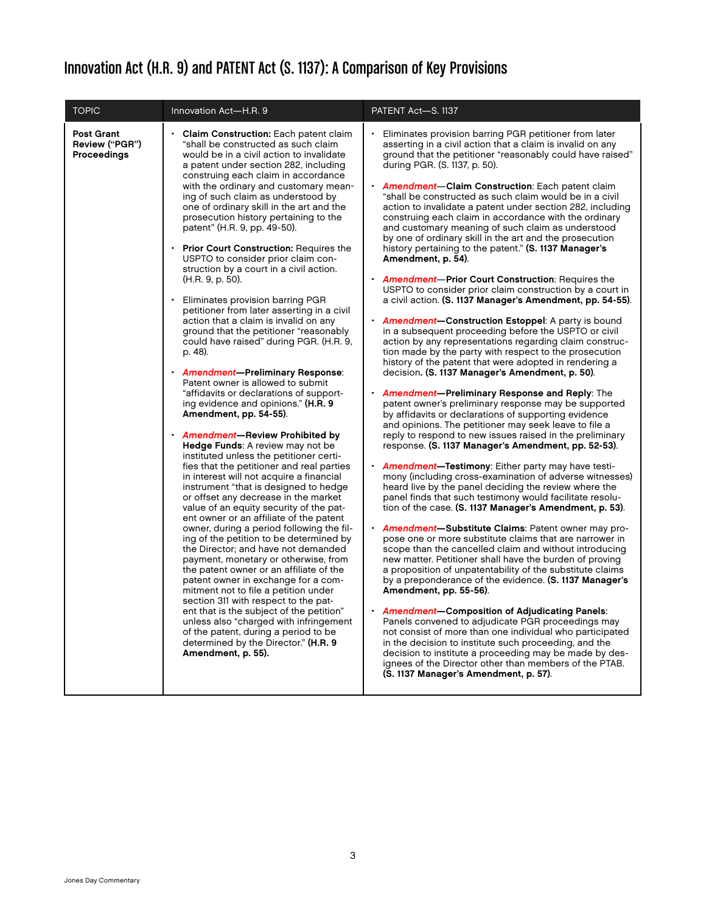# Innovation Act (H.R. 9) and PATENT Act (S. 1137): A Comparison of Key Provisions

| TOPIC | Innovation Act—H.R. 9 | PATENT Act—S. 1137 |
|---|---|---|
| **Post Grant Review ("PGR") Proceedings** | • **Claim Construction:** Each patent claim "shall be constructed as such claim would be in a civil action to invalidate a patent under section 282, including construing each claim in accordance with the ordinary and customary meaning of such claim as understood by one of ordinary skill in the art and the prosecution history pertaining to the patent" (H.R. 9, pp. 49-50).<br><br>• **Prior Court Construction:** Requires the USPTO to consider prior claim construction by a court in a civil action. (H.R. 9, p. 50).<br><br>• Eliminates provision barring PGR petitioner from later asserting in a civil action that a claim is invalid on any ground that the petitioner "reasonably could have raised" during PGR. (H.R. 9, p. 48).<br><br>• ***Amendment*—Preliminary Response**: Patent owner is allowed to submit "affidavits or declarations of supporting evidence and opinions." **(H.R. 9 Amendment, pp. 54-55)**.<br><br>• ***Amendment*—Review Prohibited by Hedge Funds**: A review may not be instituted unless the petitioner certifies that the petitioner and real parties in interest will not acquire a financial instrument "that is designed to hedge or offset any decrease in the market value of an equity security of the patent owner or an affiliate of the patent owner, during a period following the filing of the petition to be determined by the Director; and have not demanded payment, monetary or otherwise, from the patent owner or an affiliate of the patent owner in exchange for a commitment not to file a petition under section 311 with respect to the patent that is the subject of the petition" unless also "charged with infringement of the patent, during a period to be determined by the Director." **(H.R. 9 Amendment, p. 55).** | • Eliminates provision barring PGR petitioner from later asserting in a civil action that a claim is invalid on any ground that the petitioner "reasonably could have raised" during PGR. (S. 1137, p. 50).<br><br>• ***Amendment*—Claim Construction**: Each patent claim "shall be constructed as such claim would be in a civil action to invalidate a patent under section 282, including construing each claim in accordance with the ordinary and customary meaning of such claim as understood by one of ordinary skill in the art and the prosecution history pertaining to the patent." **(S. 1137 Manager's Amendment, p. 54)**.<br><br>• ***Amendment*—Prior Court Construction**: Requires the USPTO to consider prior claim construction by a court in a civil action. **(S. 1137 Manager's Amendment, pp. 54-55)**.<br><br>• ***Amendment*—Construction Estoppel**: A party is bound in a subsequent proceeding before the USPTO or civil action by any representations regarding claim construction made by the party with respect to the prosecution history of the patent that were adopted in rendering a decision**. (S. 1137 Manager's Amendment, p. 50)**.<br><br>• ***Amendment*—Preliminary Response and Reply**: The patent owner's preliminary response may be supported by affidavits or declarations of supporting evidence and opinions. The petitioner may seek leave to file a reply to respond to new issues raised in the preliminary response. **(S. 1137 Manager's Amendment, pp. 52-53)**.<br><br>• ***Amendment*—Testimony**: Either party may have testimony (including cross-examination of adverse witnesses) heard live by the panel deciding the review where the panel finds that such testimony would facilitate resolution of the case. **(S. 1137 Manager's Amendment, p. 53)**.<br><br>• ***Amendment*—Substitute Claims**: Patent owner may propose one or more substitute claims that are narrower in scope than the cancelled claim and without introducing new matter. Petitioner shall have the burden of proving a proposition of unpatentability of the substitute claims by a preponderance of the evidence. **(S. 1137 Manager's Amendment, pp. 55-56)**.<br><br>• ***Amendment*—Composition of Adjudicating Panels**: Panels convened to adjudicate PGR proceedings may not consist of more than one individual who participated in the decision to institute such proceeding, and the decision to institute a proceeding may be made by designees of the Director other than members of the PTAB. **(S. 1137 Manager's Amendment, p. 57)**. |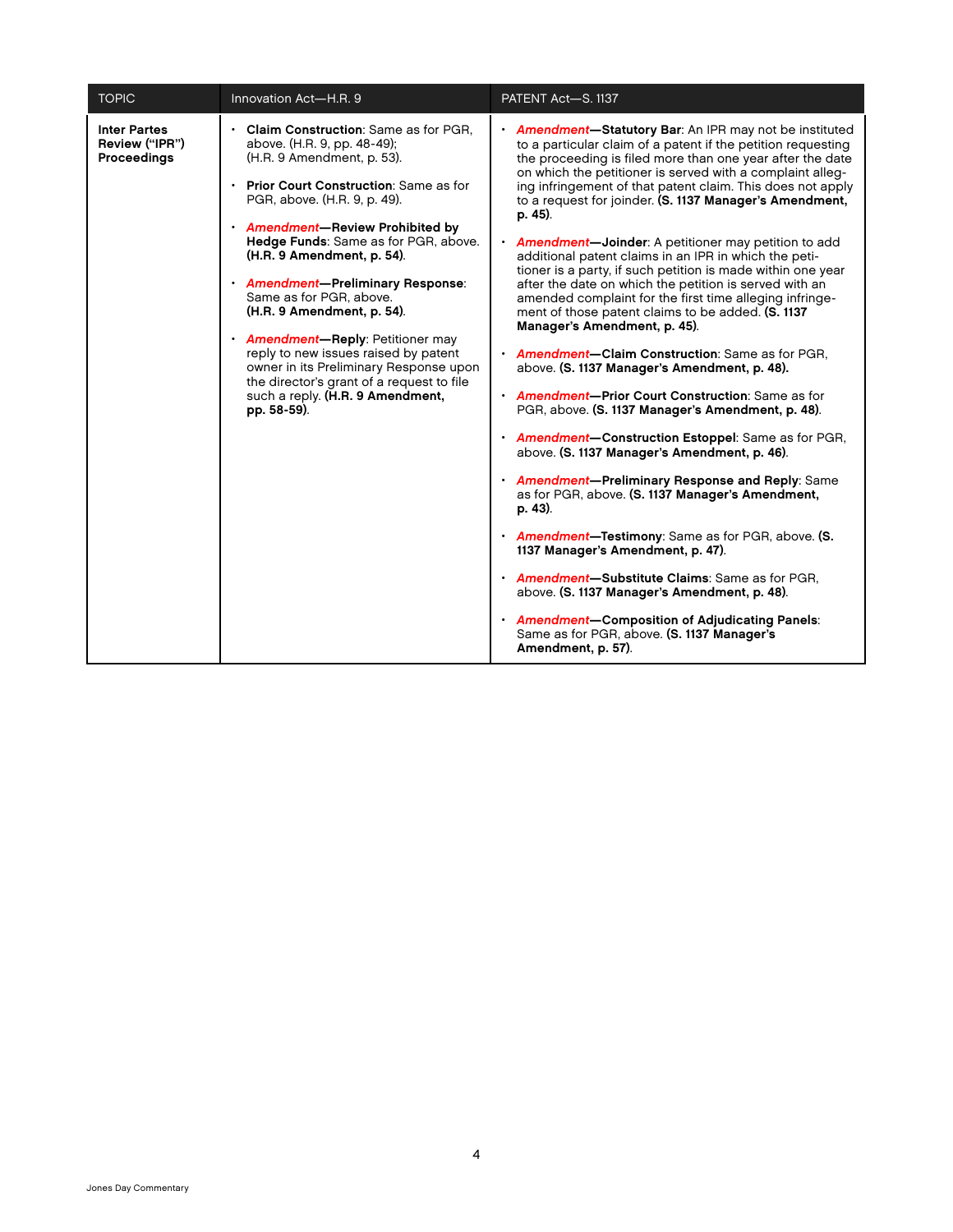| TOPIC | Innovation Act—H.R. 9 | PATENT Act—S. 1137 |
|---|---|---|
| **Inter Partes Review ("IPR") Proceedings** | • **Claim Construction**: Same as for PGR, above. (H.R. 9, pp. 48-49); (H.R. 9 Amendment, p. 53).<br><br>• **Prior Court Construction**: Same as for PGR, above. (H.R. 9, p. 49).<br><br>• ***Amendment*—Review Prohibited by Hedge Funds**: Same as for PGR, above. **(H.R. 9 Amendment, p. 54)**.<br><br>• ***Amendment*—Preliminary Response**: Same as for PGR, above. **(H.R. 9 Amendment, p. 54)**.<br><br>• ***Amendment*—Reply**: Petitioner may reply to new issues raised by patent owner in its Preliminary Response upon the director's grant of a request to file such a reply. **(H.R. 9 Amendment, pp. 58-59)**. | • ***Amendment*—Statutory Bar**: An IPR may not be instituted to a particular claim of a patent if the petition requesting the proceeding is filed more than one year after the date on which the petitioner is served with a complaint alleging infringement of that patent claim. This does not apply to a request for joinder. **(S. 1137 Manager's Amendment, p. 45)**.<br><br>• ***Amendment*—Joinder**: A petitioner may petition to add additional patent claims in an IPR in which the petitioner is a party, if such petition is made within one year after the date on which the petition is served with an amended complaint for the first time alleging infringement of those patent claims to be added. **(S. 1137 Manager's Amendment, p. 45)**.<br><br>• ***Amendment*—Claim Construction**: Same as for PGR, above. **(S. 1137 Manager's Amendment, p. 48).**<br><br>• ***Amendment*—Prior Court Construction**: Same as for PGR, above. **(S. 1137 Manager's Amendment, p. 48)**.<br><br>• ***Amendment*—Construction Estoppel**: Same as for PGR, above. **(S. 1137 Manager's Amendment, p. 46)**.<br><br>• ***Amendment*—Preliminary Response and Reply**: Same as for PGR, above. **(S. 1137 Manager's Amendment, p. 43)**.<br><br>• ***Amendment*—Testimony**: Same as for PGR, above. **(S. 1137 Manager's Amendment, p. 47)**.<br><br>• ***Amendment*—Substitute Claims**: Same as for PGR, above. **(S. 1137 Manager's Amendment, p. 48)**.<br><br>• ***Amendment*—Composition of Adjudicating Panels**: Same as for PGR, above. **(S. 1137 Manager's Amendment, p. 57)**. |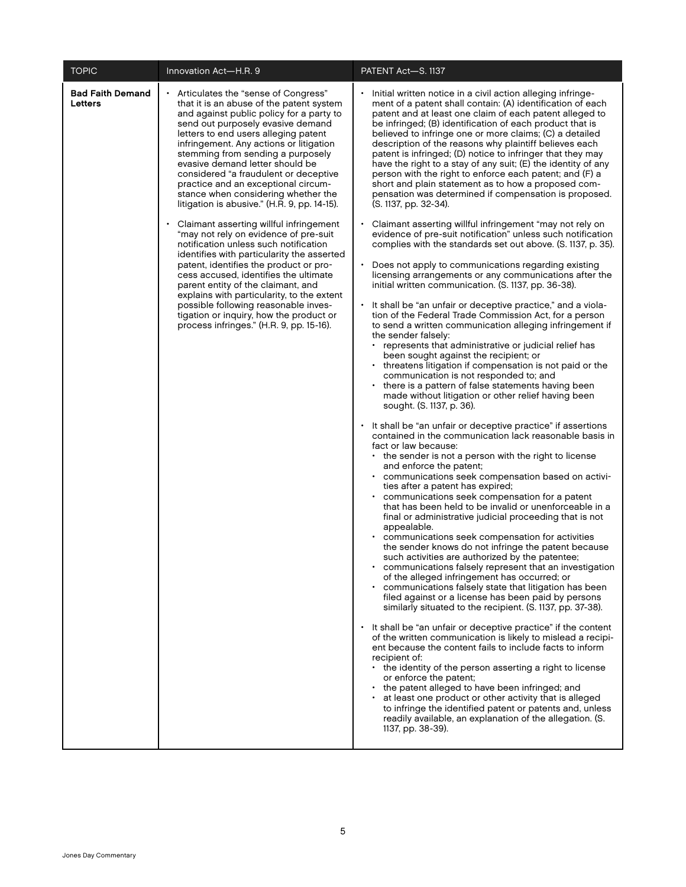| TOPIC | Innovation Act—H.R. 9 | PATENT Act—S. 1137 |
|---|---|---|
| **Bad Faith Demand Letters** | • Articulates the "sense of Congress" that it is an abuse of the patent system and against public policy for a party to send out purposely evasive demand letters to end users alleging patent infringement. Any actions or litigation stemming from sending a purposely evasive demand letter should be considered "a fraudulent or deceptive practice and an exceptional circumstance when considering whether the litigation is abusive." (H.R. 9, pp. 14-15).<br><br>• Claimant asserting willful infringement "may not rely on evidence of pre-suit notification unless such notification identifies with particularity the asserted patent, identifies the product or process accused, identifies the ultimate parent entity of the claimant, and explains with particularity, to the extent possible following reasonable investigation or inquiry, how the product or process infringes." (H.R. 9, pp. 15-16). | • Initial written notice in a civil action alleging infringement of a patent shall contain: (A) identification of each patent and at least one claim of each patent alleged to be infringed; (B) identification of each product that is believed to infringe one or more claims; (C) a detailed description of the reasons why plaintiff believes each patent is infringed; (D) notice to infringer that they may have the right to a stay of any suit; (E) the identity of any person with the right to enforce each patent; and (F) a short and plain statement as to how a proposed compensation was determined if compensation is proposed. (S. 1137, pp. 32-34).<br><br>• Claimant asserting willful infringement "may not rely on evidence of pre-suit notification" unless such notification complies with the standards set out above. (S. 1137, p. 35).<br><br>• Does not apply to communications regarding existing licensing arrangements or any communications after the initial written communication. (S. 1137, pp. 36-38).<br><br>• It shall be "an unfair or deceptive practice," and a violation of the Federal Trade Commission Act, for a person to send a written communication alleging infringement if the sender falsely:<br>&nbsp;&nbsp;• represents that administrative or judicial relief has been sought against the recipient; or<br>&nbsp;&nbsp;• threatens litigation if compensation is not paid or the communication is not responded to; and<br>&nbsp;&nbsp;• there is a pattern of false statements having been made without litigation or other relief having been sought. (S. 1137, p. 36).<br><br>• It shall be "an unfair or deceptive practice" if assertions contained in the communication lack reasonable basis in fact or law because:<br>&nbsp;&nbsp;• the sender is not a person with the right to license and enforce the patent;<br>&nbsp;&nbsp;• communications seek compensation based on activities after a patent has expired;<br>&nbsp;&nbsp;• communications seek compensation for a patent that has been held to be invalid or unenforceable in a final or administrative judicial proceeding that is not appealable.<br>&nbsp;&nbsp;• communications seek compensation for activities the sender knows do not infringe the patent because such activities are authorized by the patentee;<br>&nbsp;&nbsp;• communications falsely represent that an investigation of the alleged infringement has occurred; or<br>&nbsp;&nbsp;• communications falsely state that litigation has been filed against or a license has been paid by persons similarly situated to the recipient. (S. 1137, pp. 37-38).<br><br>• It shall be "an unfair or deceptive practice" if the content of the written communication is likely to mislead a recipient because the content fails to include facts to inform recipient of:<br>&nbsp;&nbsp;• the identity of the person asserting a right to license or enforce the patent;<br>&nbsp;&nbsp;• the patent alleged to have been infringed; and<br>&nbsp;&nbsp;• at least one product or other activity that is alleged to infringe the identified patent or patents and, unless readily available, an explanation of the allegation. (S. 1137, pp. 38-39). |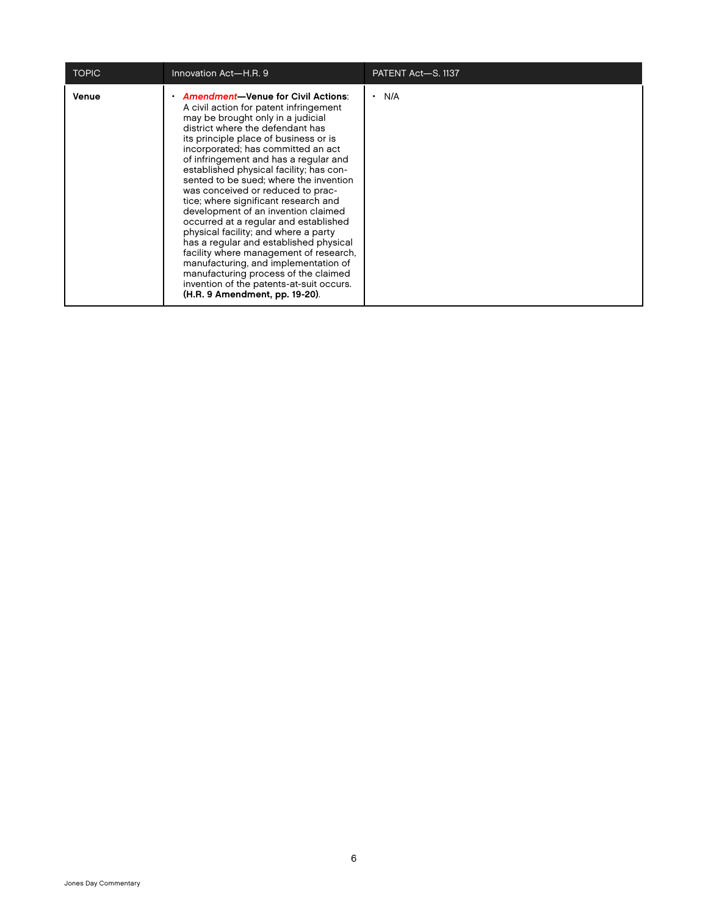| TOPIC | Innovation Act—H.R. 9 | PATENT Act—S. 1137 |
|---|---|---|
| **Venue** | • ***Amendment*—Venue for Civil Actions**: A civil action for patent infringement may be brought only in a judicial district where the defendant has its principle place of business or is incorporated; has committed an act of infringement and has a regular and established physical facility; has consented to be sued; where the invention was conceived or reduced to practice; where significant research and development of an invention claimed occurred at a regular and established physical facility; and where a party has a regular and established physical facility where management of research, manufacturing, and implementation of manufacturing process of the claimed invention of the patents-at-suit occurs. **(H.R. 9 Amendment, pp. 19-20)**. | • N/A |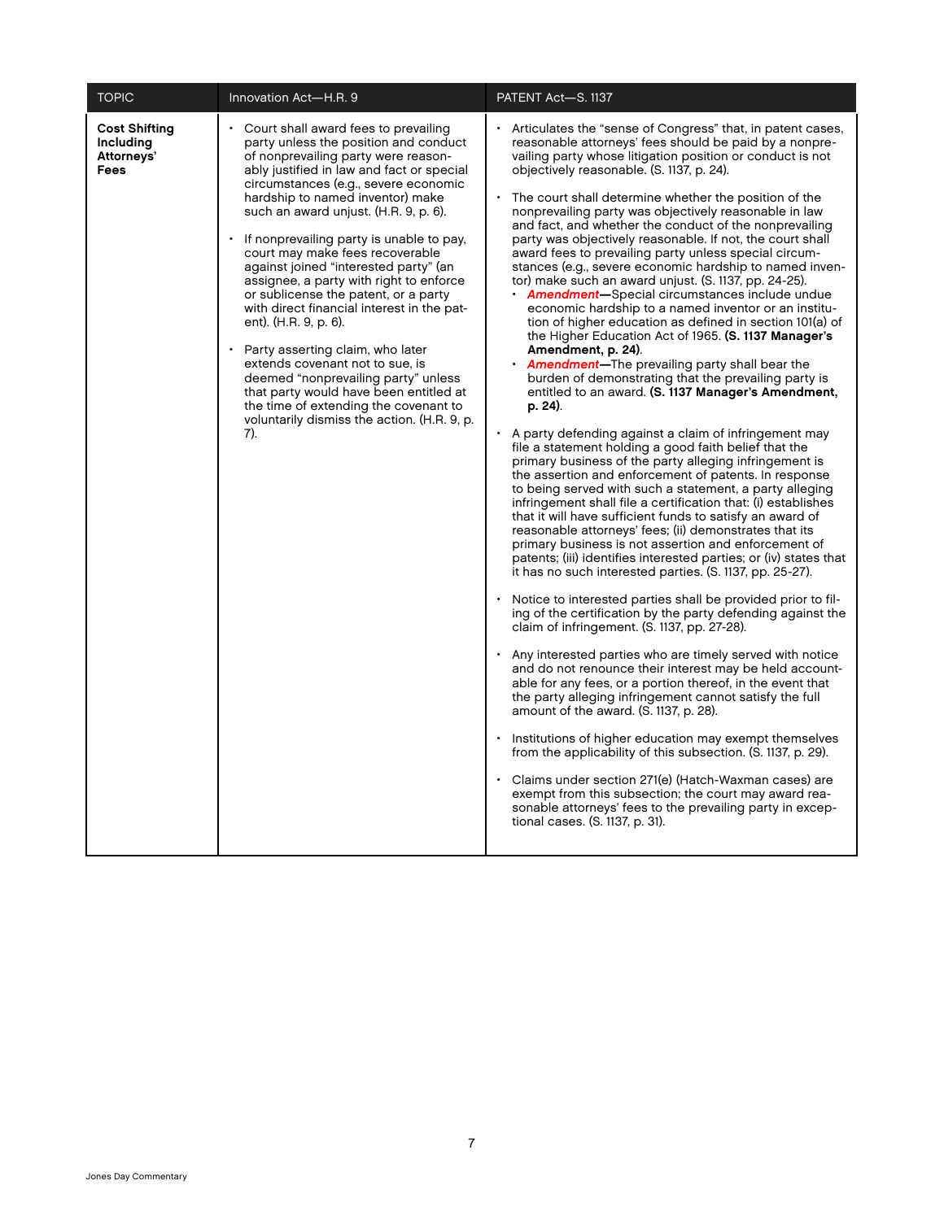| TOPIC | Innovation Act—H.R. 9 | PATENT Act—S. 1137 |
|---|---|---|
| **Cost Shifting Including Attorneys' Fees** | • Court shall award fees to prevailing party unless the position and conduct of nonprevailing party were reasonably justified in law and fact or special circumstances (e.g., severe economic hardship to named inventor) make such an award unjust. (H.R. 9, p. 6).<br><br>• If nonprevailing party is unable to pay, court may make fees recoverable against joined "interested party" (an assignee, a party with right to enforce or sublicense the patent, or a party with direct financial interest in the patent). (H.R. 9, p. 6).<br><br>• Party asserting claim, who later extends covenant not to sue, is deemed "nonprevailing party" unless that party would have been entitled at the time of extending the covenant to voluntarily dismiss the action. (H.R. 9, p. 7). | • Articulates the "sense of Congress" that, in patent cases, reasonable attorneys' fees should be paid by a nonprevailing party whose litigation position or conduct is not objectively reasonable. (S. 1137, p. 24).<br><br>• The court shall determine whether the position of the nonprevailing party was objectively reasonable in law and fact, and whether the conduct of the nonprevailing party was objectively reasonable. If not, the court shall award fees to prevailing party unless special circumstances (e.g., severe economic hardship to named inventor) make such an award unjust. (S. 1137, pp. 24-25).<br>&nbsp;&nbsp;• ***Amendment*—**Special circumstances include undue economic hardship to a named inventor or an institution of higher education as defined in section 101(a) of the Higher Education Act of 1965. **(S. 1137 Manager's Amendment, p. 24)**.<br>&nbsp;&nbsp;• ***Amendment*—**The prevailing party shall bear the burden of demonstrating that the prevailing party is entitled to an award. **(S. 1137 Manager's Amendment, p. 24)**.<br><br>• A party defending against a claim of infringement may file a statement holding a good faith belief that the primary business of the party alleging infringement is the assertion and enforcement of patents. In response to being served with such a statement, a party alleging infringement shall file a certification that: (i) establishes that it will have sufficient funds to satisfy an award of reasonable attorneys' fees; (ii) demonstrates that its primary business is not assertion and enforcement of patents; (iii) identifies interested parties; or (iv) states that it has no such interested parties. (S. 1137, pp. 25-27).<br><br>• Notice to interested parties shall be provided prior to filing of the certification by the party defending against the claim of infringement. (S. 1137, pp. 27-28).<br><br>• Any interested parties who are timely served with notice and do not renounce their interest may be held accountable for any fees, or a portion thereof, in the event that the party alleging infringement cannot satisfy the full amount of the award. (S. 1137, p. 28).<br><br>• Institutions of higher education may exempt themselves from the applicability of this subsection. (S. 1137, p. 29).<br><br>• Claims under section 271(e) (Hatch-Waxman cases) are exempt from this subsection; the court may award reasonable attorneys' fees to the prevailing party in exceptional cases. (S. 1137, p. 31). |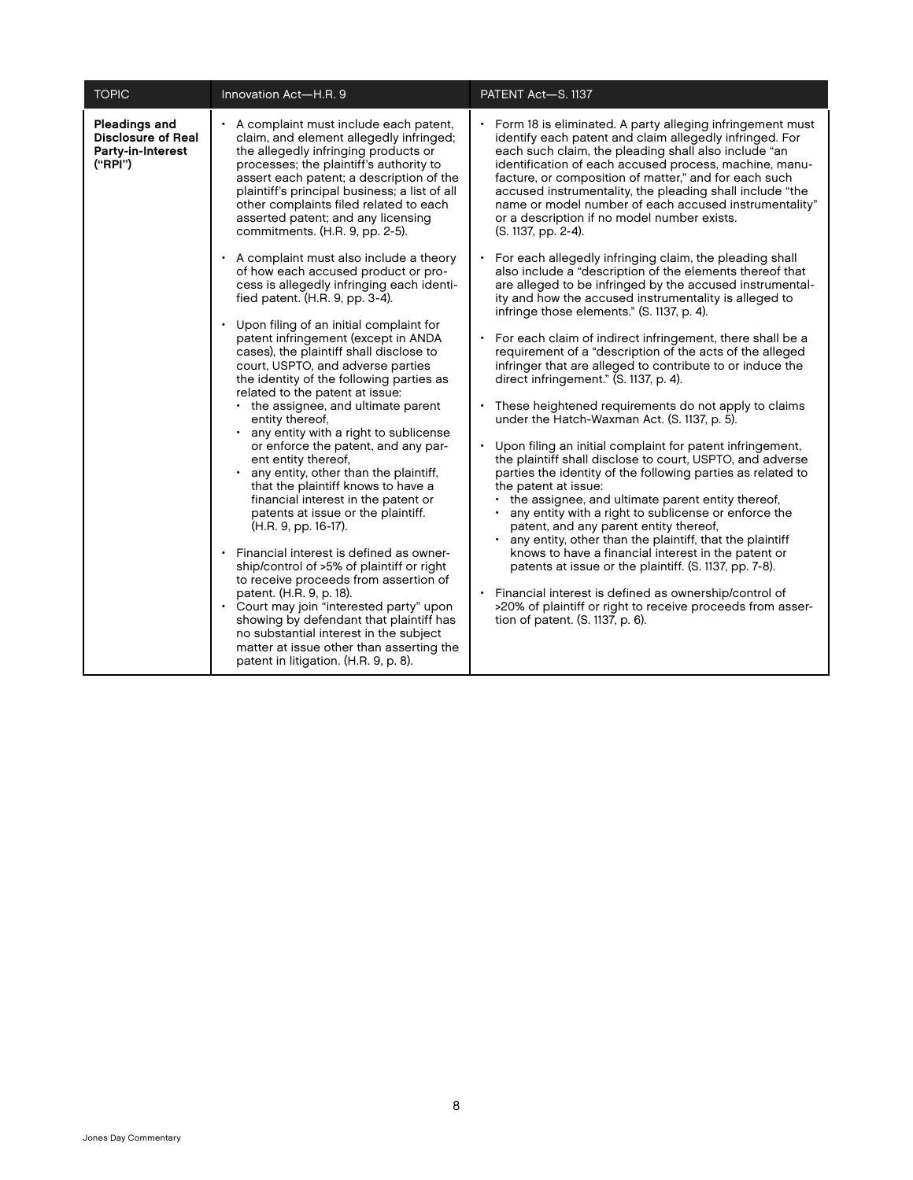| TOPIC | Innovation Act—H.R. 9 | PATENT Act—S. 1137 |
| --- | --- | --- |
| **Pleadings and Disclosure of Real Party-in-Interest ("RPI")** | • A complaint must include each patent, claim, and element allegedly infringed; the allegedly infringing products or processes; the plaintiff's authority to assert each patent; a description of the plaintiff's principal business; a list of all other complaints filed related to each asserted patent; and any licensing commitments. (H.R. 9, pp. 2-5).<br><br>• A complaint must also include a theory of how each accused product or process is allegedly infringing each identified patent. (H.R. 9, pp. 3-4).<br><br>• Upon filing of an initial complaint for patent infringement (except in ANDA cases), the plaintiff shall disclose to court, USPTO, and adverse parties the identity of the following parties as related to the patent at issue:<br>  • the assignee, and ultimate parent entity thereof,<br>  • any entity with a right to sublicense or enforce the patent, and any parent entity thereof,<br>  • any entity, other than the plaintiff, that the plaintiff knows to have a financial interest in the patent or patents at issue or the plaintiff. (H.R. 9, pp. 16-17).<br><br>• Financial interest is defined as ownership/control of >5% of plaintiff or right to receive proceeds from assertion of patent. (H.R. 9, p. 18).<br>• Court may join "interested party" upon showing by defendant that plaintiff has no substantial interest in the subject matter at issue other than asserting the patent in litigation. (H.R. 9, p. 8). | • Form 18 is eliminated. A party alleging infringement must identify each patent and claim allegedly infringed. For each such claim, the pleading shall also include "an identification of each accused process, machine, manufacture, or composition of matter," and for each such accused instrumentality, the pleading shall include "the name or model number of each accused instrumentality" or a description if no model number exists. (S. 1137, pp. 2-4).<br><br>• For each allegedly infringing claim, the pleading shall also include a "description of the elements thereof that are alleged to be infringed by the accused instrumentality and how the accused instrumentality is alleged to infringe those elements." (S. 1137, p. 4).<br><br>• For each claim of indirect infringement, there shall be a requirement of a "description of the acts of the alleged infringer that are alleged to contribute to or induce the direct infringement." (S. 1137, p. 4).<br><br>• These heightened requirements do not apply to claims under the Hatch-Waxman Act. (S. 1137, p. 5).<br><br>• Upon filing an initial complaint for patent infringement, the plaintiff shall disclose to court, USPTO, and adverse parties the identity of the following parties as related to the patent at issue:<br>  • the assignee, and ultimate parent entity thereof,<br>  • any entity with a right to sublicense or enforce the patent, and any parent entity thereof,<br>  • any entity, other than the plaintiff, that the plaintiff knows to have a financial interest in the patent or patents at issue or the plaintiff. (S. 1137, pp. 7-8).<br><br>• Financial interest is defined as ownership/control of >20% of plaintiff or right to receive proceeds from assertion of patent. (S. 1137, p. 6). |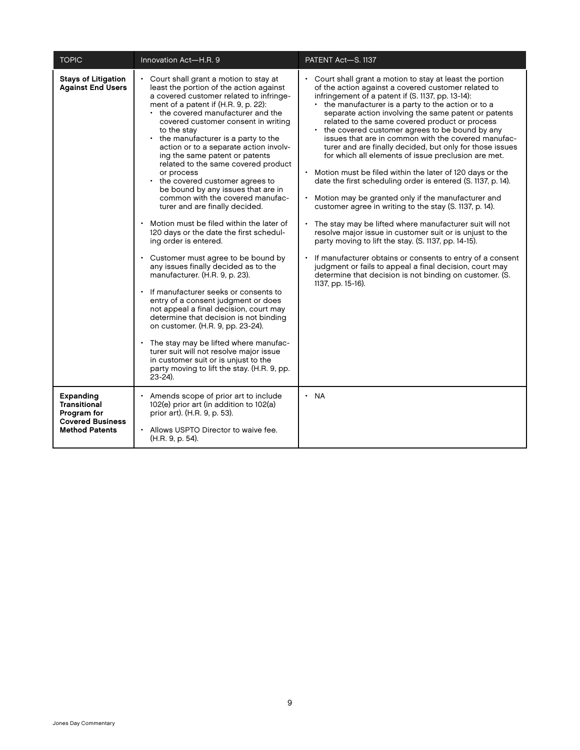| TOPIC | Innovation Act—H.R. 9 | PATENT Act—S. 1137 |
|---|---|---|
| **Stays of Litigation Against End Users** | • Court shall grant a motion to stay at least the portion of the action against a covered customer related to infringement of a patent if (H.R. 9, p. 22):<br>  • the covered manufacturer and the covered customer consent in writing to the stay<br>  • the manufacturer is a party to the action or to a separate action involving the same patent or patents related to the same covered product or process<br>  • the covered customer agrees to be bound by any issues that are in common with the covered manufacturer and are finally decided.<br><br>• Motion must be filed within the later of 120 days or the date the first scheduling order is entered.<br><br>• Customer must agree to be bound by any issues finally decided as to the manufacturer. (H.R. 9, p. 23).<br><br>• If manufacturer seeks or consents to entry of a consent judgment or does not appeal a final decision, court may determine that decision is not binding on customer. (H.R. 9, pp. 23-24).<br><br>• The stay may be lifted where manufacturer suit will not resolve major issue in customer suit or is unjust to the party moving to lift the stay. (H.R. 9, pp. 23-24). | • Court shall grant a motion to stay at least the portion of the action against a covered customer related to infringement of a patent if (S. 1137, pp. 13-14):<br>  • the manufacturer is a party to the action or to a separate action involving the same patent or patents related to the same covered product or process<br>  • the covered customer agrees to be bound by any issues that are in common with the covered manufacturer and are finally decided, but only for those issues for which all elements of issue preclusion are met.<br><br>• Motion must be filed within the later of 120 days or the date the first scheduling order is entered (S. 1137, p. 14).<br><br>• Motion may be granted only if the manufacturer and customer agree in writing to the stay (S. 1137, p. 14).<br><br>• The stay may be lifted where manufacturer suit will not resolve major issue in customer suit or is unjust to the party moving to lift the stay. (S. 1137, pp. 14-15).<br><br>• If manufacturer obtains or consents to entry of a consent judgment or fails to appeal a final decision, court may determine that decision is not binding on customer. (S. 1137, pp. 15-16). |
| **Expanding Transitional Program for Covered Business Method Patents** | • Amends scope of prior art to include 102(e) prior art (in addition to 102(a) prior art). (H.R. 9, p. 53).<br><br>• Allows USPTO Director to waive fee. (H.R. 9, p. 54). | • NA |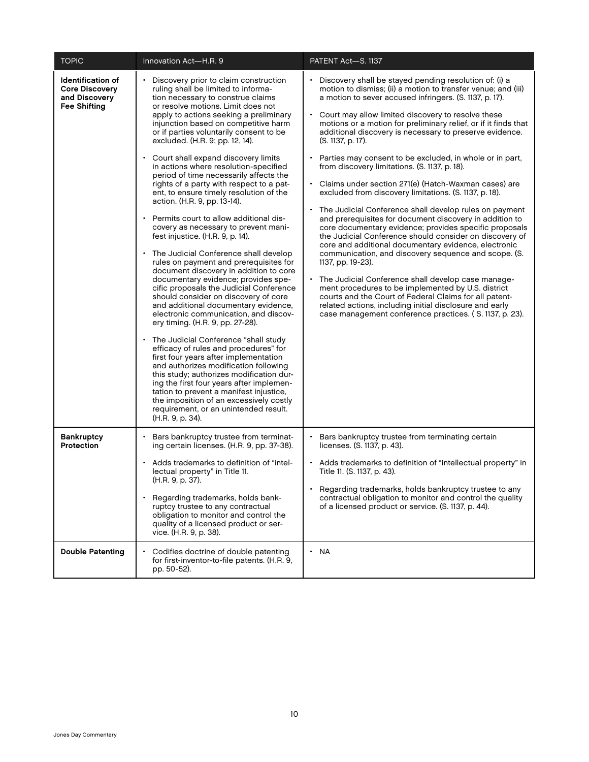| TOPIC | Innovation Act—H.R. 9 | PATENT Act—S. 1137 |
| --- | --- | --- |
| **Identification of Core Discovery and Discovery Fee Shifting** | • Discovery prior to claim construction ruling shall be limited to information necessary to construe claims or resolve motions. Limit does not apply to actions seeking a preliminary injunction based on competitive harm or if parties voluntarily consent to be excluded. (H.R. 9; pp. 12, 14).<br><br>• Court shall expand discovery limits in actions where resolution-specified period of time necessarily affects the rights of a party with respect to a patent, to ensure timely resolution of the action. (H.R. 9, pp. 13-14).<br><br>• Permits court to allow additional discovery as necessary to prevent manifest injustice. (H.R. 9, p. 14).<br><br>• The Judicial Conference shall develop rules on payment and prerequisites for document discovery in addition to core documentary evidence; provides specific proposals the Judicial Conference should consider on discovery of core and additional documentary evidence, electronic communication, and discovery timing. (H.R. 9, pp. 27-28).<br><br>• The Judicial Conference "shall study efficacy of rules and procedures" for first four years after implementation and authorizes modification following this study; authorizes modification during the first four years after implementation to prevent a manifest injustice, the imposition of an excessively costly requirement, or an unintended result. (H.R. 9, p. 34). | • Discovery shall be stayed pending resolution of: (i) a motion to dismiss; (ii) a motion to transfer venue; and (iii) a motion to sever accused infringers. (S. 1137, p. 17).<br><br>• Court may allow limited discovery to resolve these motions or a motion for preliminary relief, or if it finds that additional discovery is necessary to preserve evidence. (S. 1137, p. 17).<br><br>• Parties may consent to be excluded, in whole or in part, from discovery limitations. (S. 1137, p. 18).<br><br>• Claims under section 271(e) (Hatch-Waxman cases) are excluded from discovery limitations. (S. 1137, p. 18).<br><br>• The Judicial Conference shall develop rules on payment and prerequisites for document discovery in addition to core documentary evidence; provides specific proposals the Judicial Conference should consider on discovery of core and additional documentary evidence, electronic communication, and discovery sequence and scope. (S. 1137, pp. 19-23).<br><br>• The Judicial Conference shall develop case management procedures to be implemented by U.S. district courts and the Court of Federal Claims for all patent-related actions, including initial disclosure and early case management conference practices. ( S. 1137, p. 23). |
| **Bankruptcy Protection** | • Bars bankruptcy trustee from terminating certain licenses. (H.R. 9, pp. 37-38).<br><br>• Adds trademarks to definition of "intellectual property" in Title 11. (H.R. 9, p. 37).<br><br>• Regarding trademarks, holds bankruptcy trustee to any contractual obligation to monitor and control the quality of a licensed product or service. (H.R. 9, p. 38). | • Bars bankruptcy trustee from terminating certain licenses. (S. 1137, p. 43).<br><br>• Adds trademarks to definition of "intellectual property" in Title 11. (S. 1137, p. 43).<br><br>• Regarding trademarks, holds bankruptcy trustee to any contractual obligation to monitor and control the quality of a licensed product or service. (S. 1137, p. 44). |
| **Double Patenting** | • Codifies doctrine of double patenting for first-inventor-to-file patents. (H.R. 9, pp. 50-52). | • NA |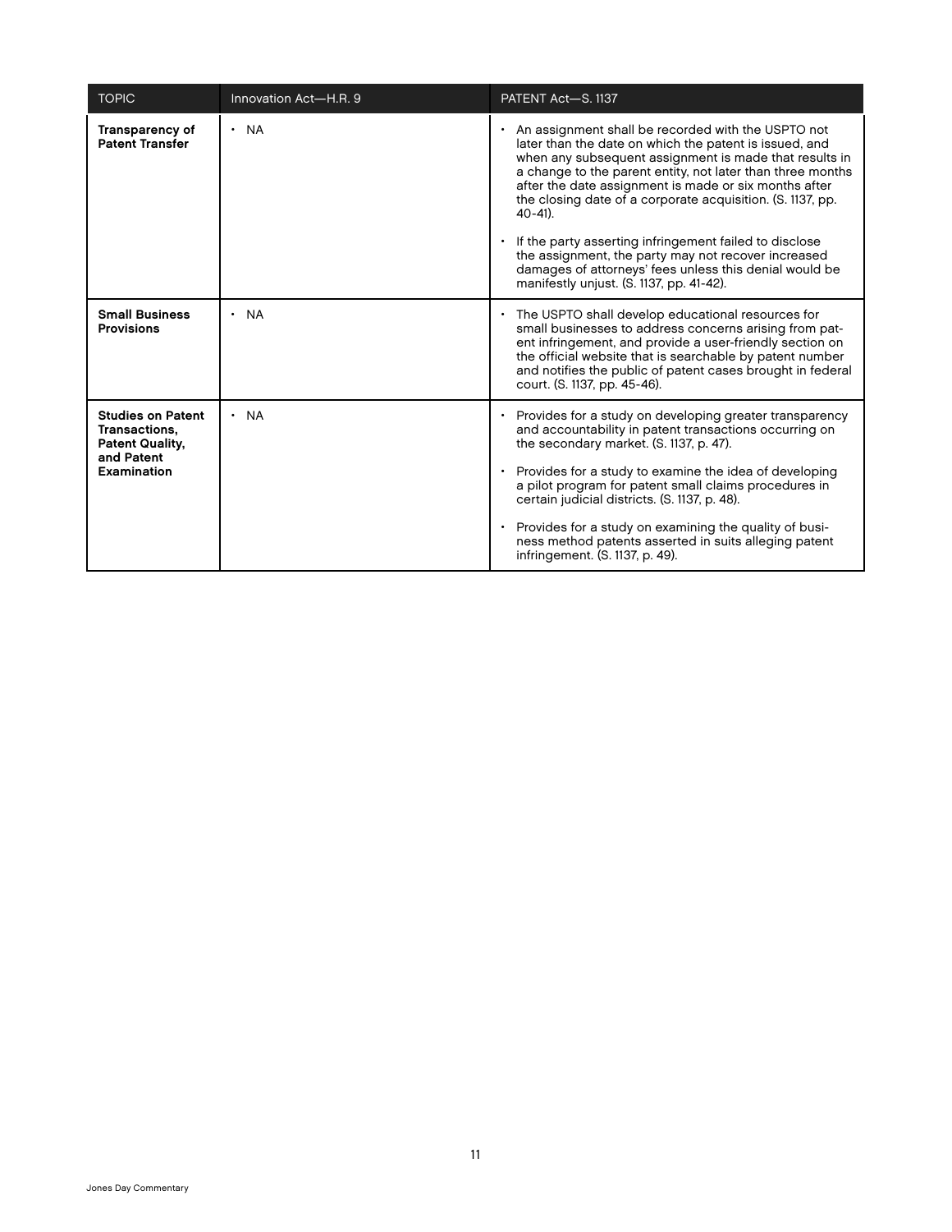| TOPIC | Innovation Act—H.R. 9 | PATENT Act—S. 1137 |
| --- | --- | --- |
| **Transparency of Patent Transfer** | • NA | • An assignment shall be recorded with the USPTO not later than the date on which the patent is issued, and when any subsequent assignment is made that results in a change to the parent entity, not later than three months after the date assignment is made or six months after the closing date of a corporate acquisition. (S. 1137, pp. 40-41).<br>• If the party asserting infringement failed to disclose the assignment, the party may not recover increased damages of attorneys' fees unless this denial would be manifestly unjust. (S. 1137, pp. 41-42). |
| **Small Business Provisions** | • NA | • The USPTO shall develop educational resources for small businesses to address concerns arising from patent infringement, and provide a user-friendly section on the official website that is searchable by patent number and notifies the public of patent cases brought in federal court. (S. 1137, pp. 45-46). |
| **Studies on Patent Transactions, Patent Quality, and Patent Examination** | • NA | • Provides for a study on developing greater transparency and accountability in patent transactions occurring on the secondary market. (S. 1137, p. 47).<br>• Provides for a study to examine the idea of developing a pilot program for patent small claims procedures in certain judicial districts. (S. 1137, p. 48).<br>• Provides for a study on examining the quality of business method patents asserted in suits alleging patent infringement. (S. 1137, p. 49). |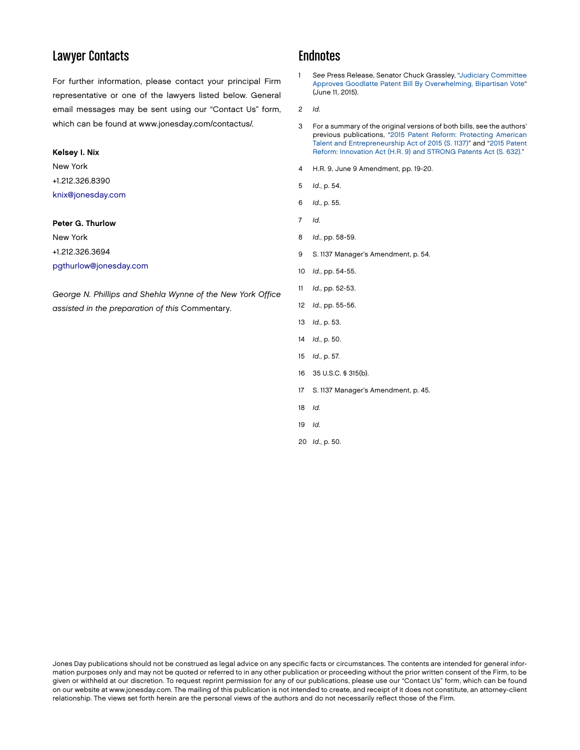## Lawyer Contacts

For further information, please contact your principal Firm representative or one of the lawyers listed below. General email messages may be sent using our "Contact Us" form, which can be found at www.jonesday.com/contactus/.

**Kelsey I. Nix**
New York
+1.212.326.8390
knix@jonesday.com

**Peter G. Thurlow**
New York
+1.212.326.3694
pgthurlow@jonesday.com

*George N. Phillips and Shehla Wynne of the New York Office assisted in the preparation of this* Commentary.

## Endnotes

1. *See* Press Release, Senator Chuck Grassley, "Judiciary Committee Approves Goodlatte Patent Bill By Overwhelming, Bipartisan Vote" (June 11, 2015).
2. *Id.*
3. For a summary of the original versions of both bills, see the authors' previous publications, "2015 Patent Reform: Protecting American Talent and Entrepreneurship Act of 2015 (S. 1137)" and "2015 Patent Reform: Innovation Act (H.R. 9) and STRONG Patents Act (S. 632)."
4. H.R. 9, June 9 Amendment, pp. 19-20.
5. *Id.*, p. 54.
6. *Id.*, p. 55.
7. *Id.*
8. *Id.*, pp. 58-59.
9. S. 1137 Manager's Amendment, p. 54.
10. *Id.*, pp. 54-55.
11. *Id.*, pp. 52-53.
12. *Id.*, pp. 55-56.
13. *Id.*, p. 53.
14. *Id.*, p. 50.
15. *Id.*, p. 57.
16. 35 U.S.C. § 315(b).
17. S. 1137 Manager's Amendment, p. 45.
18. *Id.*
19. *Id.*
20. *Id.*, p. 50.

Jones Day publications should not be construed as legal advice on any specific facts or circumstances. The contents are intended for general information purposes only and may not be quoted or referred to in any other publication or proceeding without the prior written consent of the Firm, to be given or withheld at our discretion. To request reprint permission for any of our publications, please use our "Contact Us" form, which can be found on our website at www.jonesday.com. The mailing of this publication is not intended to create, and receipt of it does not constitute, an attorney-client relationship. The views set forth herein are the personal views of the authors and do not necessarily reflect those of the Firm.